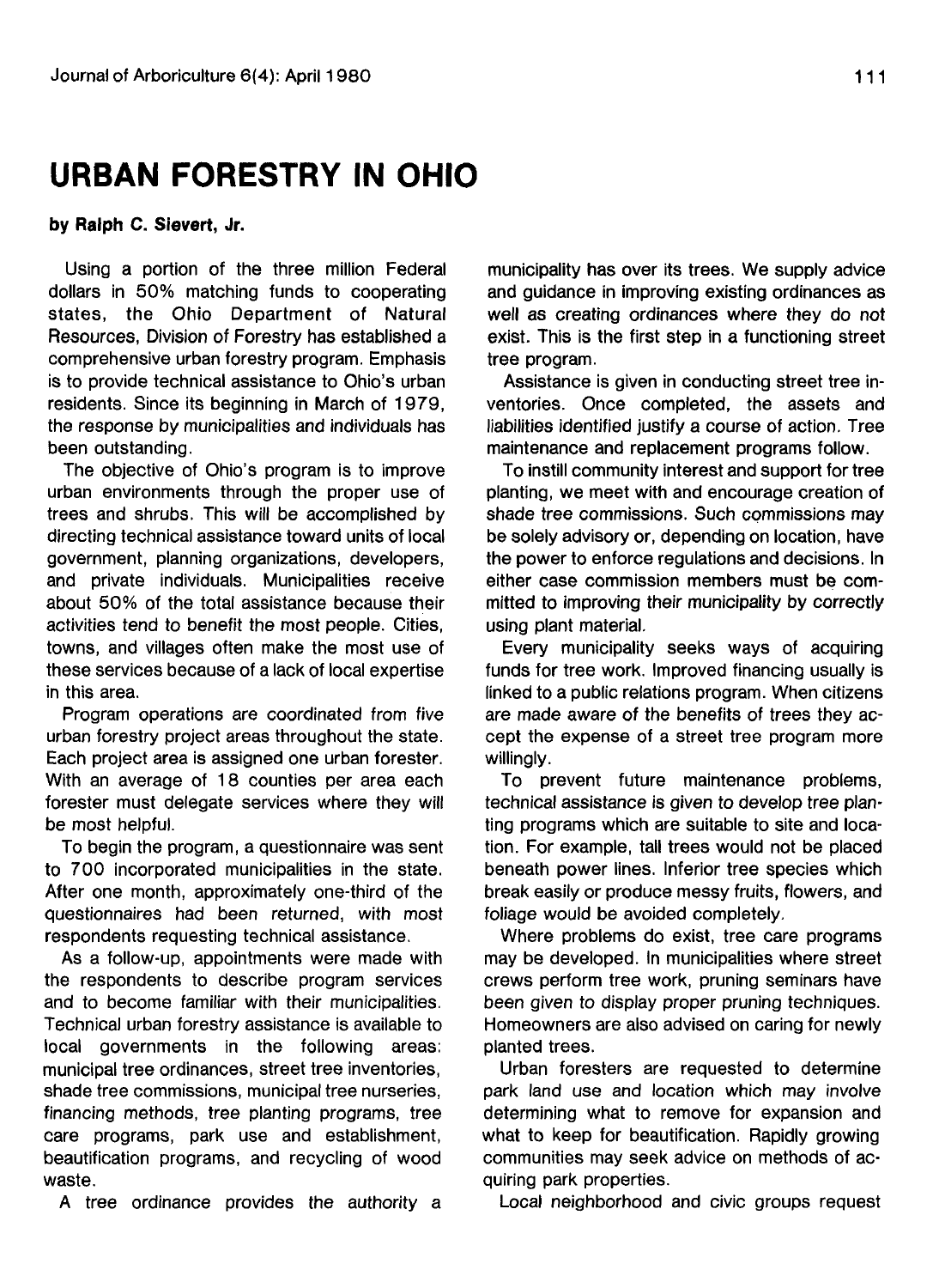# URBAN FORESTRY IN OHIO

**by Ralph C. Sievert, Jr.**

Using a portion of the three million Federal dollars in 50% matching funds to cooperating states, the Ohio Department of Natural Resources, Division of Forestry has established a comprehensive urban forestry program. Emphasis is to provide technical assistance to Ohio's urban residents. Since its beginning in March of 1979, the response by municipalities and individuals has been outstanding.

The objective of Ohio's program is to improve urban environments through the proper use of trees and shrubs. This will be accomplished by directing technical assistance toward units of local government, planning organizations, developers, and private individuals. Municipalities receive about 50% of the total assistance because their activities tend to benefit the most people. Cities, towns, and villages often make the most use of these services because of a lack of local expertise in this area.

Program operations are coordinated from five urban forestry project areas throughout the state. Each project area is assigned one urban forester. With an average of 18 counties per area each forester must delegate services where they will be most helpful.

To begin the program, a questionnaire was sent to 700 incorporated municipalities in the state. After one month, approximately one-third of the questionnaires had been returned, with most respondents requesting technical assistance.

As a follow-up, appointments were made with the respondents to describe program services and to become familiar with their municipalities. Technical urban forestry assistance is available to local governments in the following areas: municipal tree ordinances, street tree inventories, shade tree commissions, municipal tree nurseries, financing methods, tree planting programs, tree care programs, park use and establishment, beautification programs, and recycling of wood waste.

A tree ordinance provides the authority a municipality has over its trees. We supply advice and guidance in improving existing ordinances as well as creating ordinances where they do not exist. This is the first step in a functioning street tree program.

Assistance is given in conducting street tree inventories. Once completed, the assets and liabilities identified justify a course of action. Tree maintenance and replacement programs follow.

To instill community interest and support for tree planting, we meet with and encourage creation of shade tree commissions. Such commissions may be solely advisory or, depending on location, have the power to enforce regulations and decisions. In either case commission members must be committed to improving their municipality by correctly using plant material.

Every municipality seeks ways of acquiring funds for tree work. Improved financing usually is linked to a public relations program. When citizens are made aware of the benefits of trees they accept the expense of a street tree program more willingly.

To prevent future maintenance problems, technical assistance is given to develop tree planting programs which are suitable to site and location. For example, tall trees would not be placed beneath power lines. Inferior tree species which break easily or produce messy fruits, flowers, and foliage would be avoided completely.

Where problems do exist, tree care programs may be developed. In municipalities where street crews perform tree work, pruning seminars have been given to display proper pruning techniques. Homeowners are also advised on caring for newly planted trees.

Urban foresters are requested to determine park land use and location which may involve determining what to remove for expansion and what to keep for beautification. Rapidly growing communities may seek advice on methods of acquiring park properties.

Local neighborhood and civic groups request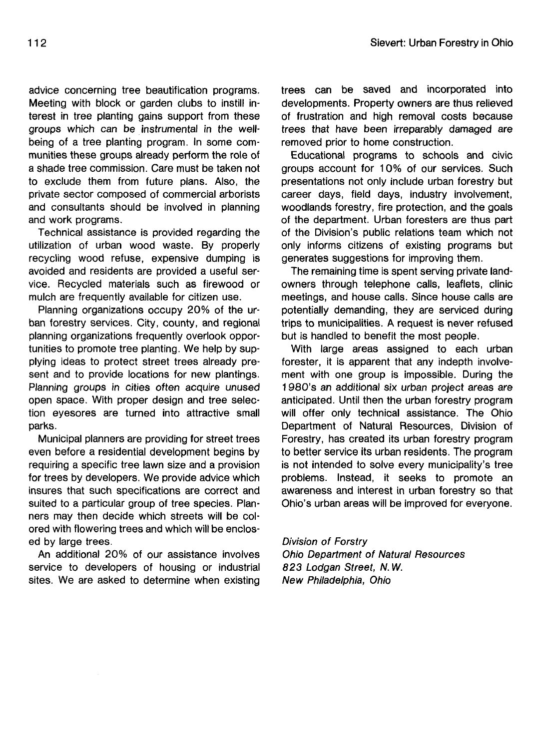advice concerning tree beautification programs. Meeting with block or garden clubs to instill interest in tree planting gains support from these groups which can be instrumental in the well-being of a tree planting program. In some communities these groups already perform the role of a shade tree commission. Care must be taken not to exclude them from future plans. Also, the private sector composed of commercial arborists and consultants should be involved in planning and work programs.

Technical assistance is provided regarding the utilization of urban wood waste. By properly recycling wood refuse, expensive dumping is avoided and residents are provided a useful service. Recycled materials such as firewood or mulch are frequently available for citizen use.

Planning organizations occupy 20% of the urban forestry services. City, county, and regional planning organizations frequently overlook opportunities to promote tree planting. We help by supplying ideas to protect street trees already present and to provide locations for new plantings. Planning groups in cities often acquire unused open space. With proper design and tree selection eyesores are turned into attractive small parks.

Municipal planners are providing for street trees even before a residential development begins by requiring a specific tree lawn size and a provision for trees by developers. We provide advice which insures that such specifications are correct and suited to a particular group of tree species. Planners may then decide which streets will be colored with flowering trees and which will be enclosed by large trees.

An additional 20% of our assistance involves service to developers of housing or industrial sites. We are asked to determine when existing trees can be saved and incorporated into developments. Property owners are thus relieved of frustration and high removal costs because trees that have been irreparably damaged are removed prior to home construction.

Educational programs to schools and civic groups account for 10% of our services. Such presentations not only include urban forestry but career days, field days, industry involvement, woodlands forestry, fire protection, and the goals of the department. Urban foresters are thus part of the Division's public relations team which not only informs citizens of existing programs but generates suggestions for improving them.

The remaining time is spent serving private landowners through telephone calls, leaflets, clinic meetings, and house calls. Since house calls are potentially demanding, they are serviced during trips to municipalities. A request is never refused but is handled to benefit the most people.

With large areas assigned to each urban forester, it is apparent that any indepth involvement with one group is impossible. During the 1980's an additional six urban project areas are anticipated. Until then the urban forestry program will offer only technical assistance. The Ohio Department of Natural Resources, Division of Forestry, has created its urban forestry program to better service its urban residents. The program is not intended to solve every municipality's tree problems. Instead, it seeks to promote an awareness and interest in urban forestry so that Ohio's urban areas will be improved for everyone.

*Division of Forstry*
*Ohio Department of Natural Resources*
*823 Lodgan Street, N.W.*
*New Philadelphia, Ohio*